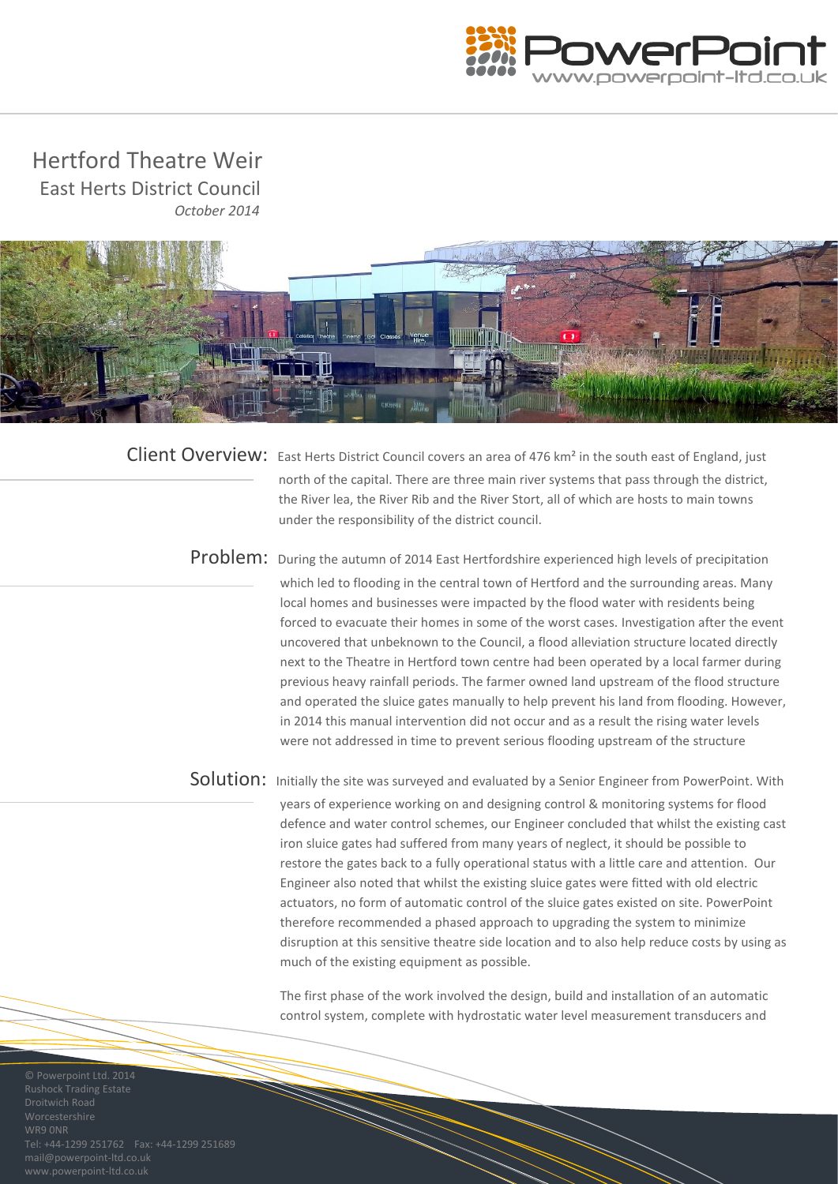# Hertford Theatre Weir

## East Herts District Council

*October 2014*

## Client Overview:

East Herts District Council covers an area of 476 km² in the south east of England, just north of the capital. There are three main river systems that pass through the district, the River lea, the River Rib and the River Stort, all of which are hosts to main towns under the responsibility of the district council.

## Problem:

During the autumn of 2014 East Hertfordshire experienced high levels of precipitation which led to flooding in the central town of Hertford and the surrounding areas. Many local homes and businesses were impacted by the flood water with residents being forced to evacuate their homes in some of the worst cases. Investigation after the event uncovered that unbeknown to the Council, a flood alleviation structure located directly next to the Theatre in Hertford town centre had been operated by a local farmer during previous heavy rainfall periods. The farmer owned land upstream of the flood structure and operated the sluice gates manually to help prevent his land from flooding. However, in 2014 this manual intervention did not occur and as a result the rising water levels were not addressed in time to prevent serious flooding upstream of the structure

## Solution:

Initially the site was surveyed and evaluated by a Senior Engineer from PowerPoint. With years of experience working on and designing control & monitoring systems for flood defence and water control schemes, our Engineer concluded that whilst the existing cast iron sluice gates had suffered from many years of neglect, it should be possible to restore the gates back to a fully operational status with a little care and attention. Our Engineer also noted that whilst the existing sluice gates were fitted with old electric actuators, no form of automatic control of the sluice gates existed on site. PowerPoint therefore recommended a phased approach to upgrading the system to minimize disruption at this sensitive theatre side location and to also help reduce costs by using as much of the existing equipment as possible.

The first phase of the work involved the design, build and installation of an automatic control system, complete with hydrostatic water level measurement transducers and

© Powerpoint Ltd. 2014
Rushock Trading Estate
Droitwich Road
Worcestershire
WR9 0NR
Tel: +44-1299 251762 Fax: +44-1299 251689
mail@powerpoint-ltd.co.uk
www.powerpoint-ltd.co.uk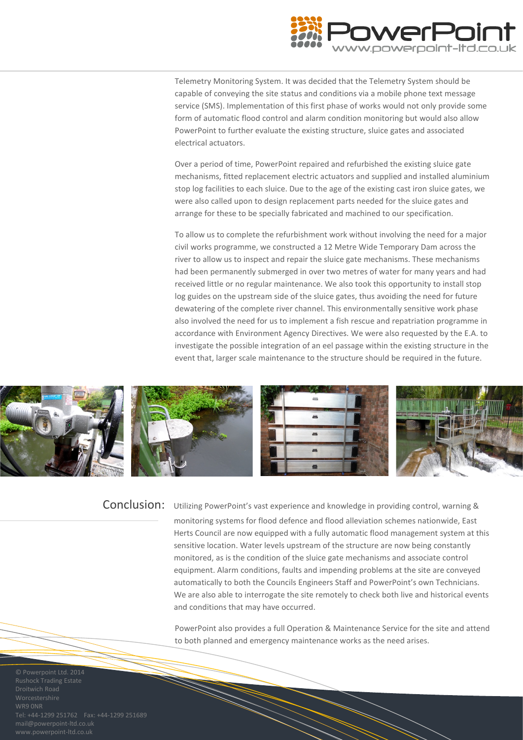Telemetry Monitoring System. It was decided that the Telemetry System should be capable of conveying the site status and conditions via a mobile phone text message service (SMS). Implementation of this first phase of works would not only provide some form of automatic flood control and alarm condition monitoring but would also allow PowerPoint to further evaluate the existing structure, sluice gates and associated electrical actuators.

Over a period of time, PowerPoint repaired and refurbished the existing sluice gate mechanisms, fitted replacement electric actuators and supplied and installed aluminium stop log facilities to each sluice. Due to the age of the existing cast iron sluice gates, we were also called upon to design replacement parts needed for the sluice gates and arrange for these to be specially fabricated and machined to our specification.

To allow us to complete the refurbishment work without involving the need for a major civil works programme, we constructed a 12 Metre Wide Temporary Dam across the river to allow us to inspect and repair the sluice gate mechanisms. These mechanisms had been permanently submerged in over two metres of water for many years and had received little or no regular maintenance. We also took this opportunity to install stop log guides on the upstream side of the sluice gates, thus avoiding the need for future dewatering of the complete river channel. This environmentally sensitive work phase also involved the need for us to implement a fish rescue and repatriation programme in accordance with Environment Agency Directives. We were also requested by the E.A. to investigate the possible integration of an eel passage within the existing structure in the event that, larger scale maintenance to the structure should be required in the future.

## Conclusion:

Utilizing PowerPoint's vast experience and knowledge in providing control, warning & monitoring systems for flood defence and flood alleviation schemes nationwide, East Herts Council are now equipped with a fully automatic flood management system at this sensitive location. Water levels upstream of the structure are now being constantly monitored, as is the condition of the sluice gate mechanisms and associate control equipment. Alarm conditions, faults and impending problems at the site are conveyed automatically to both the Councils Engineers Staff and PowerPoint's own Technicians. We are also able to interrogate the site remotely to check both live and historical events and conditions that may have occurred.

PowerPoint also provides a full Operation & Maintenance Service for the site and attend to both planned and emergency maintenance works as the need arises.

© Powerpoint Ltd. 2014
Rushock Trading Estate
Droitwich Road
Worcestershire
WR9 0NR
Tel: +44-1299 251762 Fax: +44-1299 251689
mail@powerpoint-ltd.co.uk
www.powerpoint-ltd.co.uk